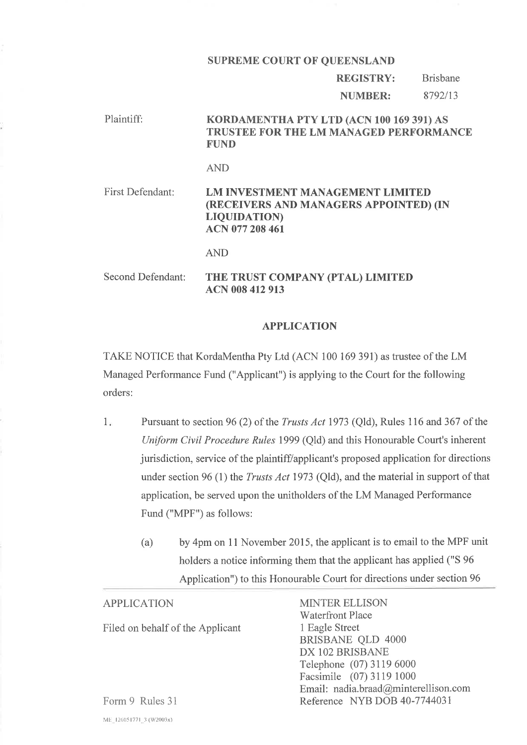**SUPREME COURT OF QUEENSLAND**

**REGISTRY:** Brisbane

**NUMBER:** 8792/13

Plaintiff: **KORDAMENTHA PTY LTD (ACN 100 169 391) AS TRUSTEE FOR THE LM MANAGED PERFORMANCE FUND**

AND

First Defendant: **LM INVESTMENT MANAGEMENT LIMITED (RECEIVERS AND MANAGERS APPOINTED) (IN LIQUIDATION) ACN 077 208 461**

AND

Second Defendant: **THE TRUST COMPANY (PTAL) LIMITED ACN 008 412 913**

## APPLICATION

TAKE NOTICE that KordaMentha Pty Ltd (ACN 100 169 391) as trustee of the LM Managed Performance Fund ("Applicant") is applying to the Court for the following orders:

1. Pursuant to section 96 (2) of the *Trusts Act* 1973 (Qld), Rules 116 and 367 of the *Uniform Civil Procedure Rules* 1999 (Qld) and this Honourable Court's inherent jurisdiction, service of the plaintiff/applicant's proposed application for directions under section 96 (1) the *Trusts Act* 1973 (Qld), and the material in support of that application, be served upon the unitholders of the LM Managed Performance Fund ("MPF") as follows:

   (a) by 4pm on 11 November 2015, the applicant is to email to the MPF unit holders a notice informing them that the applicant has applied ("S 96 Application") to this Honourable Court for directions under section 96

APPLICATION

Filed on behalf of the Applicant

Form 9 Rules 31

MINTER ELLISON
Waterfront Place
1 Eagle Street
BRISBANE QLD 4000
DX 102 BRISBANE
Telephone (07) 3119 6000
Facsimile (07) 3119 1000
Email: nadia.braad@minterellison.com
Reference NYB DOB 40-7744031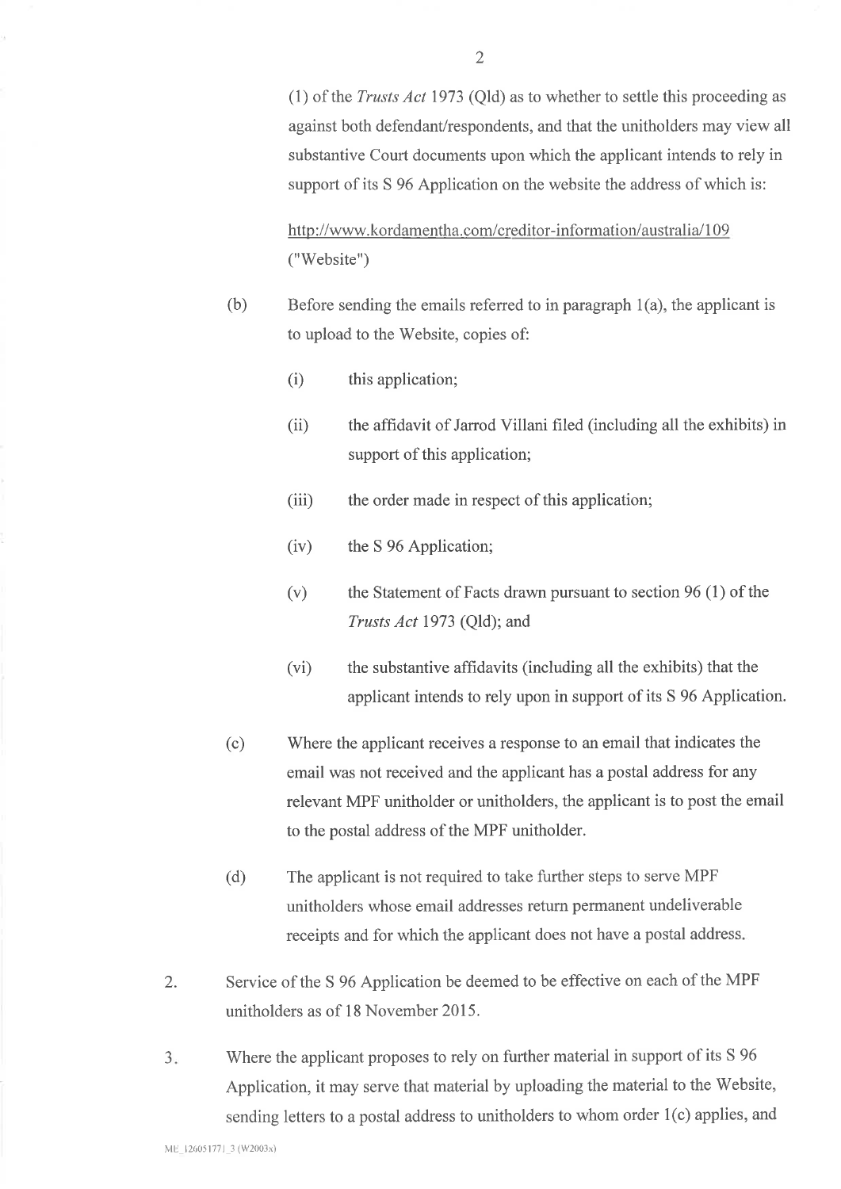(1) of the *Trusts Act* 1973 (Qld) as to whether to settle this proceeding as against both defendant/respondents, and that the unitholders may view all substantive Court documents upon which the applicant intends to rely in support of its S 96 Application on the website the address of which is:

http://www.kordamentha.com/creditor-information/australia/109 ("Website")

(b) Before sending the emails referred to in paragraph 1(a), the applicant is to upload to the Website, copies of:

(i) this application;

(ii) the affidavit of Jarrod Villani filed (including all the exhibits) in support of this application;

(iii) the order made in respect of this application;

(iv) the S 96 Application;

(v) the Statement of Facts drawn pursuant to section 96 (1) of the *Trusts Act* 1973 (Qld); and

(vi) the substantive affidavits (including all the exhibits) that the applicant intends to rely upon in support of its S 96 Application.

(c) Where the applicant receives a response to an email that indicates the email was not received and the applicant has a postal address for any relevant MPF unitholder or unitholders, the applicant is to post the email to the postal address of the MPF unitholder.

(d) The applicant is not required to take further steps to serve MPF unitholders whose email addresses return permanent undeliverable receipts and for which the applicant does not have a postal address.

2. Service of the S 96 Application be deemed to be effective on each of the MPF unitholders as of 18 November 2015.

3. Where the applicant proposes to rely on further material in support of its S 96 Application, it may serve that material by uploading the material to the Website, sending letters to a postal address to unitholders to whom order 1(c) applies, and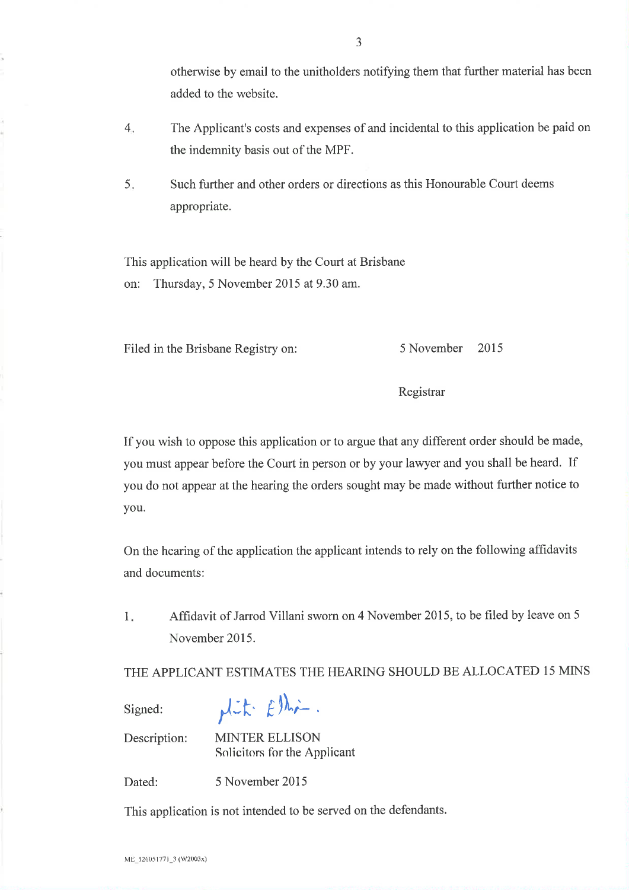otherwise by email to the unitholders notifying them that further material has been added to the website.

4. The Applicant's costs and expenses of and incidental to this application be paid on the indemnity basis out of the MPF.

5. Such further and other orders or directions as this Honourable Court deems appropriate.

This application will be heard by the Court at Brisbane
on: Thursday, 5 November 2015 at 9.30 am.

Filed in the Brisbane Registry on: 5 November 2015

Registrar

If you wish to oppose this application or to argue that any different order should be made, you must appear before the Court in person or by your lawyer and you shall be heard. If you do not appear at the hearing the orders sought may be made without further notice to you.

On the hearing of the application the applicant intends to rely on the following affidavits and documents:

1. Affidavit of Jarrod Villani sworn on 4 November 2015, to be filed by leave on 5 November 2015.

THE APPLICANT ESTIMATES THE HEARING SHOULD BE ALLOCATED 15 MINS

Signed: Mint. Ellis.

Description: MINTER ELLISON
Solicitors for the Applicant

Dated: 5 November 2015

This application is not intended to be served on the defendants.

ME_126051771_3 (W2003x)